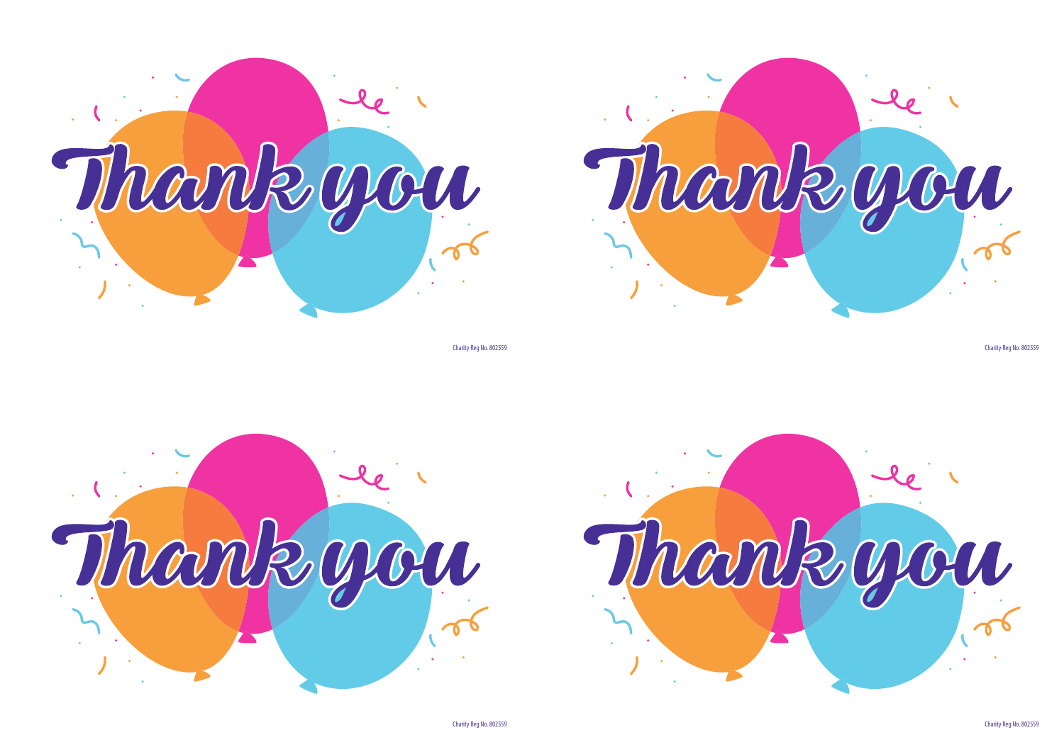Thank you

Charity Reg No. 802559

Thank you

Charity Reg No. 802559

Thank you

Charity Reg No. 802559

Thank you

Charity Reg No. 802559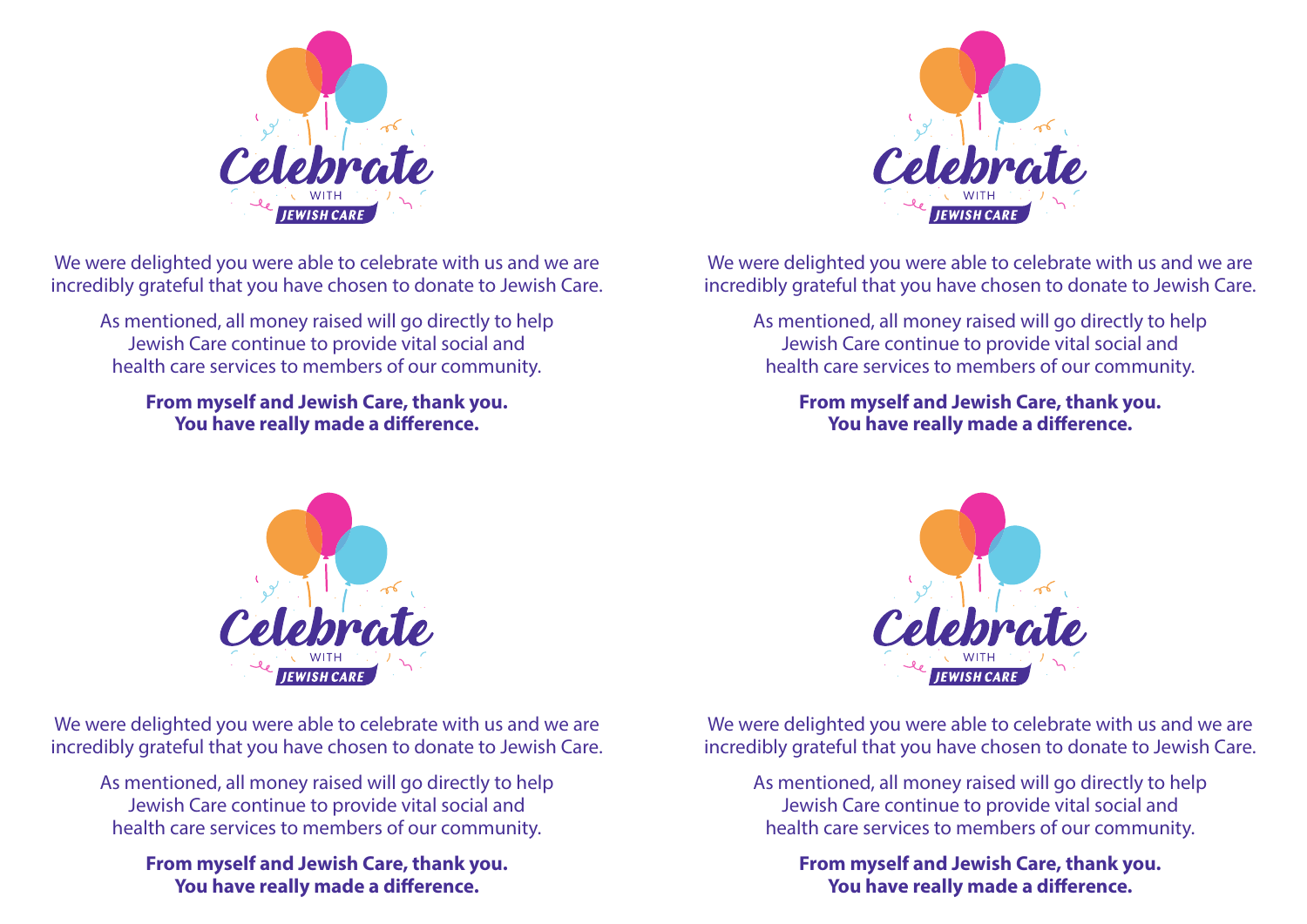Celebrate WITH JEWISH CARE

We were delighted you were able to celebrate with us and we are incredibly grateful that you have chosen to donate to Jewish Care.

As mentioned, all money raised will go directly to help Jewish Care continue to provide vital social and health care services to members of our community.

**From myself and Jewish Care, thank you.**
**You have really made a difference.**

Celebrate WITH JEWISH CARE

We were delighted you were able to celebrate with us and we are incredibly grateful that you have chosen to donate to Jewish Care.

As mentioned, all money raised will go directly to help Jewish Care continue to provide vital social and health care services to members of our community.

**From myself and Jewish Care, thank you.**
**You have really made a difference.**

Celebrate WITH JEWISH CARE

We were delighted you were able to celebrate with us and we are incredibly grateful that you have chosen to donate to Jewish Care.

As mentioned, all money raised will go directly to help Jewish Care continue to provide vital social and health care services to members of our community.

**From myself and Jewish Care, thank you.**
**You have really made a difference.**

Celebrate WITH JEWISH CARE

We were delighted you were able to celebrate with us and we are incredibly grateful that you have chosen to donate to Jewish Care.

As mentioned, all money raised will go directly to help Jewish Care continue to provide vital social and health care services to members of our community.

**From myself and Jewish Care, thank you.**
**You have really made a difference.**